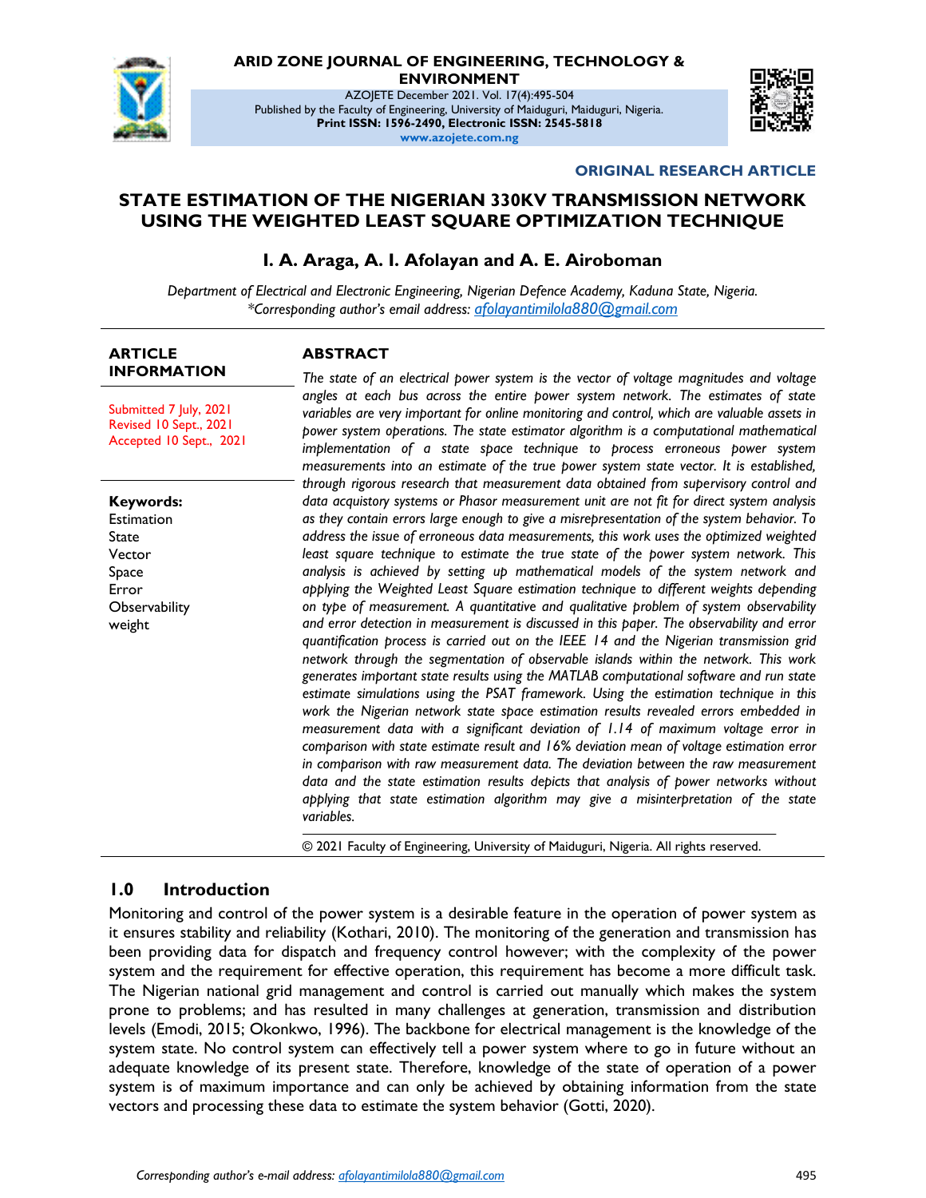ARID ZONE JOURNAL OF ENGINEERING, TECHNOLOGY & ENVIRONMENT

AZOJETE December 2021. Vol. 17(4):495-504

Published by the Faculty of Engineering, University of Maiduguri, Maiduguri, Nigeria.

**Print ISSN: 1596-2490, Electronic ISSN: 2545-5818**

**www.azojete.com.ng**

**ORIGINAL RESEARCH ARTICLE**

# STATE ESTIMATION OF THE NIGERIAN 330KV TRANSMISSION NETWORK USING THE WEIGHTED LEAST SQUARE OPTIMIZATION TECHNIQUE

**I. A. Araga, A. I. Afolayan and A. E. Airoboman**

*Department of Electrical and Electronic Engineering, Nigerian Defence Academy, Kaduna State, Nigeria.*
*\*Corresponding author's email address: afolayantimilola880@gmail.com*

**ARTICLE INFORMATION**

Submitted 7 July, 2021
Revised 10 Sept., 2021
Accepted 10 Sept., 2021

**Keywords:**
Estimation
State
Vector
Space
Error
Observability
weight

**ABSTRACT**

*The state of an electrical power system is the vector of voltage magnitudes and voltage angles at each bus across the entire power system network. The estimates of state variables are very important for online monitoring and control, which are valuable assets in power system operations. The state estimator algorithm is a computational mathematical implementation of a state space technique to process erroneous power system measurements into an estimate of the true power system state vector. It is established, through rigorous research that measurement data obtained from supervisory control and data acquistory systems or Phasor measurement unit are not fit for direct system analysis as they contain errors large enough to give a misrepresentation of the system behavior. To address the issue of erroneous data measurements, this work uses the optimized weighted least square technique to estimate the true state of the power system network. This analysis is achieved by setting up mathematical models of the system network and applying the Weighted Least Square estimation technique to different weights depending on type of measurement. A quantitative and qualitative problem of system observability and error detection in measurement is discussed in this paper. The observability and error quantification process is carried out on the IEEE 14 and the Nigerian transmission grid network through the segmentation of observable islands within the network. This work generates important state results using the MATLAB computational software and run state estimate simulations using the PSAT framework. Using the estimation technique in this work the Nigerian network state space estimation results revealed errors embedded in measurement data with a significant deviation of 1.14 of maximum voltage error in comparison with state estimate result and 16% deviation mean of voltage estimation error in comparison with raw measurement data. The deviation between the raw measurement data and the state estimation results depicts that analysis of power networks without applying that state estimation algorithm may give a misinterpretation of the state variables.*

© 2021 Faculty of Engineering, University of Maiduguri, Nigeria. All rights reserved.

## 1.0 Introduction

Monitoring and control of the power system is a desirable feature in the operation of power system as it ensures stability and reliability (Kothari, 2010). The monitoring of the generation and transmission has been providing data for dispatch and frequency control however; with the complexity of the power system and the requirement for effective operation, this requirement has become a more difficult task. The Nigerian national grid management and control is carried out manually which makes the system prone to problems; and has resulted in many challenges at generation, transmission and distribution levels (Emodi, 2015; Okonkwo, 1996). The backbone for electrical management is the knowledge of the system state. No control system can effectively tell a power system where to go in future without an adequate knowledge of its present state. Therefore, knowledge of the state of operation of a power system is of maximum importance and can only be achieved by obtaining information from the state vectors and processing these data to estimate the system behavior (Gotti, 2020).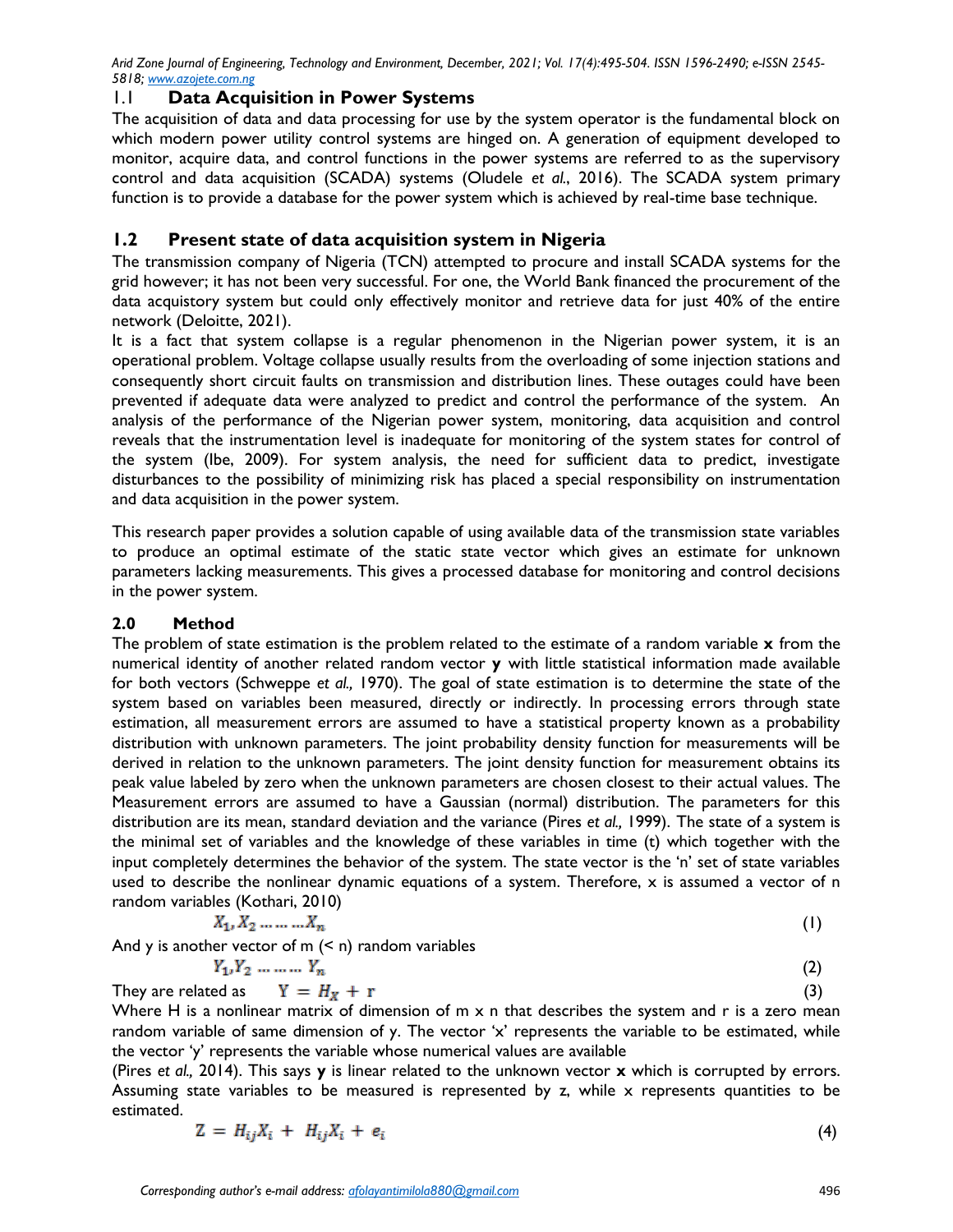## 1.1 Data Acquisition in Power Systems

The acquisition of data and data processing for use by the system operator is the fundamental block on which modern power utility control systems are hinged on. A generation of equipment developed to monitor, acquire data, and control functions in the power systems are referred to as the supervisory control and data acquisition (SCADA) systems (Oludele *et al.*, 2016). The SCADA system primary function is to provide a database for the power system which is achieved by real-time base technique.

## 1.2 Present state of data acquisition system in Nigeria

The transmission company of Nigeria (TCN) attempted to procure and install SCADA systems for the grid however; it has not been very successful. For one, the World Bank financed the procurement of the data acquistory system but could only effectively monitor and retrieve data for just 40% of the entire network (Deloitte, 2021).

It is a fact that system collapse is a regular phenomenon in the Nigerian power system, it is an operational problem. Voltage collapse usually results from the overloading of some injection stations and consequently short circuit faults on transmission and distribution lines. These outages could have been prevented if adequate data were analyzed to predict and control the performance of the system. An analysis of the performance of the Nigerian power system, monitoring, data acquisition and control reveals that the instrumentation level is inadequate for monitoring of the system states for control of the system (Ibe, 2009). For system analysis, the need for sufficient data to predict, investigate disturbances to the possibility of minimizing risk has placed a special responsibility on instrumentation and data acquisition in the power system.

This research paper provides a solution capable of using available data of the transmission state variables to produce an optimal estimate of the static state vector which gives an estimate for unknown parameters lacking measurements. This gives a processed database for monitoring and control decisions in the power system.

## 2.0 Method

The problem of state estimation is the problem related to the estimate of a random variable **x** from the numerical identity of another related random vector **y** with little statistical information made available for both vectors (Schweppe *et al.,* 1970). The goal of state estimation is to determine the state of the system based on variables been measured, directly or indirectly. In processing errors through state estimation, all measurement errors are assumed to have a statistical property known as a probability distribution with unknown parameters. The joint probability density function for measurements will be derived in relation to the unknown parameters. The joint density function for measurement obtains its peak value labeled by zero when the unknown parameters are chosen closest to their actual values. The Measurement errors are assumed to have a Gaussian (normal) distribution. The parameters for this distribution are its mean, standard deviation and the variance (Pires *et al.,* 1999). The state of a system is the minimal set of variables and the knowledge of these variables in time (t) which together with the input completely determines the behavior of the system. The state vector is the 'n' set of state variables used to describe the nonlinear dynamic equations of a system. Therefore, x is assumed a vector of n random variables (Kothari, 2010)

$$X_1, X_2 \dots \dots \dots X_n \tag{1}$$

And y is another vector of m (< n) random variables

$$Y_1, Y_2 \dots \dots \dots Y_n \tag{2}$$

They are related as $\quad Y = H_X + r \quad$ (3)

Where H is a nonlinear matrix of dimension of m x n that describes the system and r is a zero mean random variable of same dimension of y. The vector 'x' represents the variable to be estimated, while the vector 'y' represents the variable whose numerical values are available (Pires *et al.,* 2014). This says **y** is linear related to the unknown vector **x** which is corrupted by errors. Assuming state variables to be measured is represented by z, while x represents quantities to be estimated.

$$Z = H_{ij}X_i + H_{ij}X_i + e_i \tag{4}$$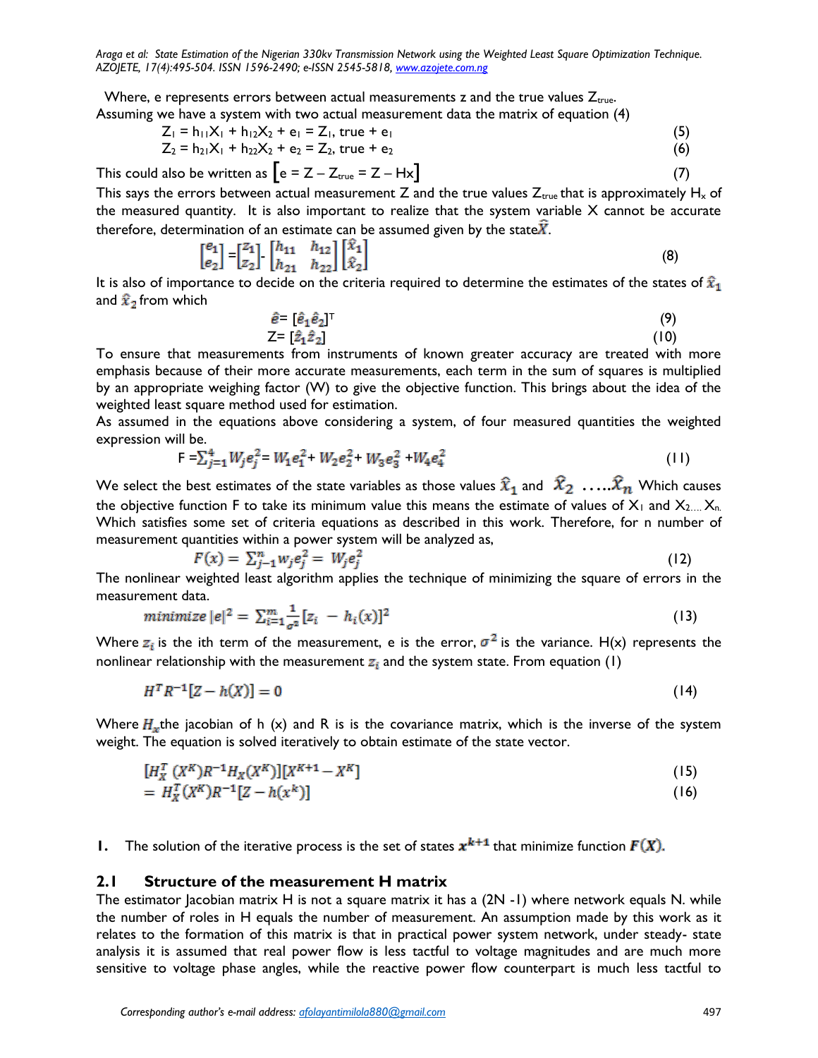Where, e represents errors between actual measurements z and the true values $Z_{true}$.
Assuming we have a system with two actual measurement data the matrix of equation (4)

$$Z_1 = h_{11}X_1 + h_{12}X_2 + e_1 = Z_{1,\ true} + e_1 \quad (5)$$

$$Z_2 = h_{21}X_1 + h_{22}X_2 + e_2 = Z_{2,\ true} + e_2 \quad (6)$$

This could also be written as $\left[e = Z - Z_{true} = Z - Hx\right]$ (7)

This says the errors between actual measurement Z and the true values $Z_{true}$ that is approximately $H_x$ of the measured quantity. It is also important to realize that the system variable X cannot be accurate therefore, determination of an estimate can be assumed given by the state $\hat{X}$.

$$\begin{bmatrix} e_1 \\ e_2 \end{bmatrix} = \begin{bmatrix} z_1 \\ z_2 \end{bmatrix} - \begin{bmatrix} h_{11} & h_{12} \\ h_{21} & h_{22} \end{bmatrix} \begin{bmatrix} \hat{x}_1 \\ \hat{x}_2 \end{bmatrix} \quad (8)$$

It is also of importance to decide on the criteria required to determine the estimates of the states of $\hat{x}_1$ and $\hat{x}_2$ from which

$$\hat{e} = [\hat{e}_1 \hat{e}_2]^T \quad (9)$$

$$Z = [\hat{z}_1 \hat{z}_2] \quad (10)$$

To ensure that measurements from instruments of known greater accuracy are treated with more emphasis because of their more accurate measurements, each term in the sum of squares is multiplied by an appropriate weighing factor (W) to give the objective function. This brings about the idea of the weighted least square method used for estimation.

As assumed in the equations above considering a system, of four measured quantities the weighted expression will be.

$$F = \sum_{j=1}^{4} W_j e_j^2 = W_1 e_1^2 + W_2 e_2^2 + W_3 e_3^2 + W_4 e_4^2 \quad (11)$$

We select the best estimates of the state variables as those values $\hat{x}_1$ and $\hat{x}_2$ .....$\hat{x}_n$ Which causes the objective function F to take its minimum value this means the estimate of values of $X_1$ and $X_2 \ldots X_n$. Which satisfies some set of criteria equations as described in this work. Therefore, for n number of measurement quantities within a power system will be analyzed as,

$$F(x) = \sum_{j-1}^{n} w_j e_j^2 = W_j e_j^2 \quad (12)$$

The nonlinear weighted least algorithm applies the technique of minimizing the square of errors in the measurement data.

$$minimize\ |e|^2 = \sum_{i=1}^{m} \frac{1}{\sigma^2}[z_i - h_i(x)]^2 \quad (13)$$

Where $z_i$ is the ith term of the measurement, e is the error, $\sigma^2$ is the variance. H(x) represents the nonlinear relationship with the measurement $z_i$ and the system state. From equation (1)

$$H^T R^{-1}[Z - h(X)] = 0 \quad (14)$$

Where $H_x$ the jacobian of h (x) and R is is the covariance matrix, which is the inverse of the system weight. The equation is solved iteratively to obtain estimate of the state vector.

$$[H_X^T(X^K) R^{-1} H_X(X^K)][X^{K+1} - X^K] \quad (15)$$

$$= H_X^T(X^K) R^{-1}[Z - h(x^k)] \quad (16)$$

1. The solution of the iterative process is the set of states $x^{k+1}$ that minimize function $F(X)$.

## 2.1 Structure of the measurement H matrix

The estimator Jacobian matrix H is not a square matrix it has a (2N -1) where network equals N. while the number of roles in H equals the number of measurement. An assumption made by this work as it relates to the formation of this matrix is that in practical power system network, under steady- state analysis it is assumed that real power flow is less tactful to voltage magnitudes and are much more sensitive to voltage phase angles, while the reactive power flow counterpart is much less tactful to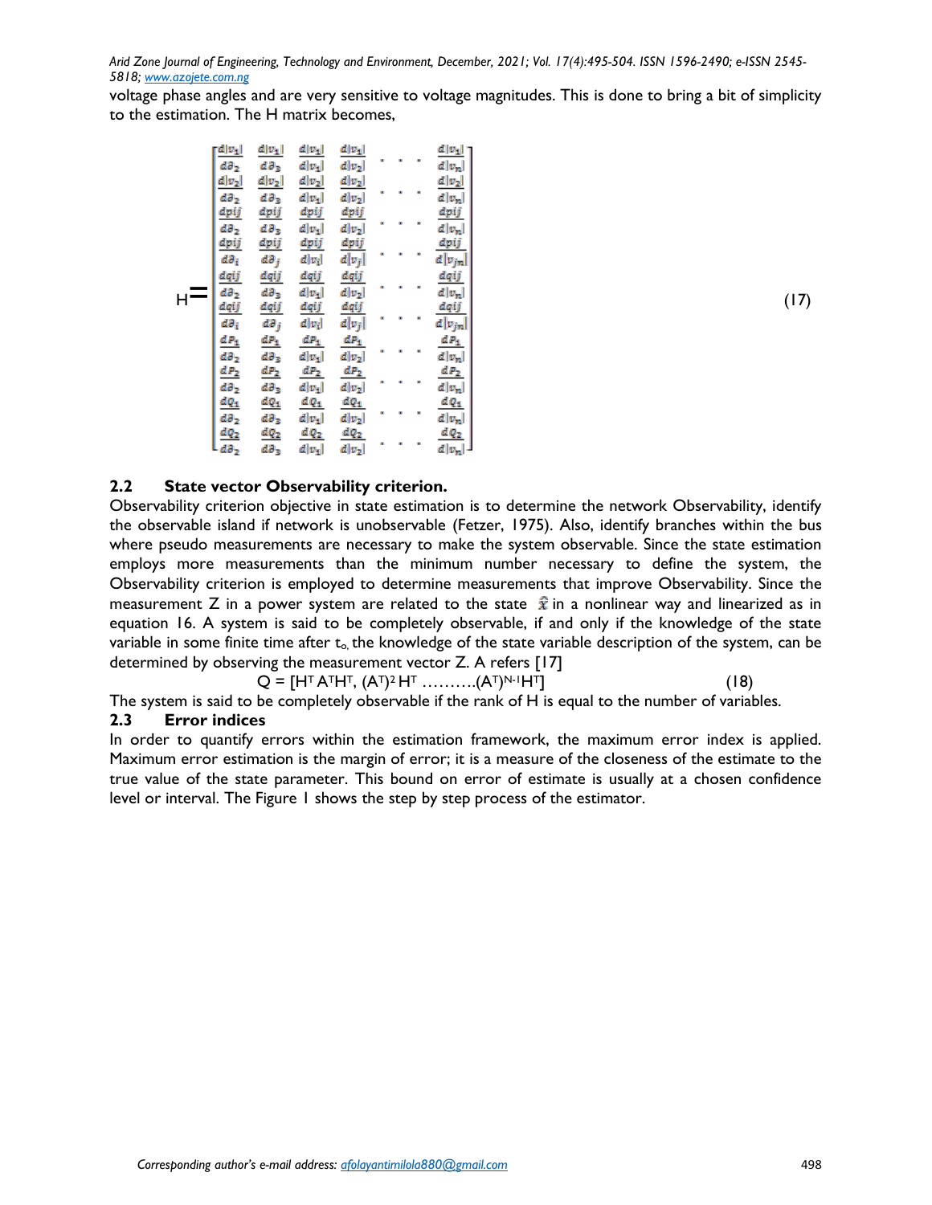voltage phase angles and are very sensitive to voltage magnitudes. This is done to bring a bit of simplicity to the estimation. The H matrix becomes,

$$H = \begin{bmatrix} \frac{d|v_1|}{d\partial_2} & \frac{d|v_1|}{d\partial_3} & \frac{d|v_1|}{d|v_1|} & \frac{d|v_1|}{d|v_2|} & \cdot & \cdot & \cdot & \frac{d|v_1|}{d|v_n|} \\ \frac{d|v_2|}{d\partial_2} & \frac{d|v_2|}{d\partial_3} & \frac{d|v_2|}{d|v_1|} & \frac{d|v_2|}{d|v_2|} & \cdot & \cdot & \cdot & \frac{d|v_2|}{d|v_n|} \\ \frac{dpij}{d\partial_2} & \frac{dpij}{d\partial_3} & \frac{dpij}{d|v_1|} & \frac{dpij}{d|v_2|} & \cdot & \cdot & \cdot & \frac{dpij}{d|v_n|} \\ \frac{dpij}{d\partial_i} & \frac{dpij}{d\partial_j} & \frac{dpij}{d|v_i|} & \frac{dpij}{d|v_j|} & \cdot & \cdot & \cdot & \frac{dpij}{d|v_{jn}|} \\ \frac{dqij}{d\partial_2} & \frac{dqij}{d\partial_3} & \frac{dqij}{d|v_1|} & \frac{dqij}{d|v_2|} & \cdot & \cdot & \cdot & \frac{dqij}{d|v_n|} \\ \frac{dqij}{d\partial_i} & \frac{dqij}{d\partial_j} & \frac{dqij}{d|v_i|} & \frac{dqij}{d|v_j|} & \cdot & \cdot & \cdot & \frac{dqij}{d|v_{jn}|} \\ \frac{dP_1}{d\partial_2} & \frac{dP_1}{d\partial_3} & \frac{dP_1}{d|v_1|} & \frac{dP_1}{d|v_2|} & \cdot & \cdot & \cdot & \frac{dP_1}{d|v_n|} \\ \frac{dP_2}{d\partial_2} & \frac{dP_2}{d\partial_3} & \frac{dP_2}{d|v_1|} & \frac{dP_2}{d|v_2|} & \cdot & \cdot & \cdot & \frac{dP_2}{d|v_n|} \\ \frac{dQ_1}{d\partial_2} & \frac{dQ_1}{d\partial_3} & \frac{dQ_1}{d|v_1|} & \frac{dQ_1}{d|v_2|} & \cdot & \cdot & \cdot & \frac{dQ_1}{d|v_n|} \\ \frac{dQ_2}{d\partial_2} & \frac{dQ_2}{d\partial_3} & \frac{dQ_2}{d|v_1|} & \frac{dQ_2}{d|v_2|} & \cdot & \cdot & \cdot & \frac{dQ_2}{d|v_n|} \end{bmatrix} \quad (17)$$

### 2.2 State vector Observability criterion.

Observability criterion objective in state estimation is to determine the network Observability, identify the observable island if network is unobservable (Fetzer, 1975). Also, identify branches within the bus where pseudo measurements are necessary to make the system observable. Since the state estimation employs more measurements than the minimum number necessary to define the system, the Observability criterion is employed to determine measurements that improve Observability. Since the measurement Z in a power system are related to the state $\hat{x}$ in a nonlinear way and linearized as in equation 16. A system is said to be completely observable, if and only if the knowledge of the state variable in some finite time after $t_o$, the knowledge of the state variable description of the system, can be determined by observing the measurement vector Z. A refers [17]

$$Q = [H^T A^T H^T, (A^T)^2 H^T \ldots\ldots\ldots (A^T)^{N-1} H^T] \quad (18)$$

The system is said to be completely observable if the rank of H is equal to the number of variables.

### 2.3 Error indices

In order to quantify errors within the estimation framework, the maximum error index is applied. Maximum error estimation is the margin of error; it is a measure of the closeness of the estimate to the true value of the state parameter. This bound on error of estimate is usually at a chosen confidence level or interval. The Figure 1 shows the step by step process of the estimator.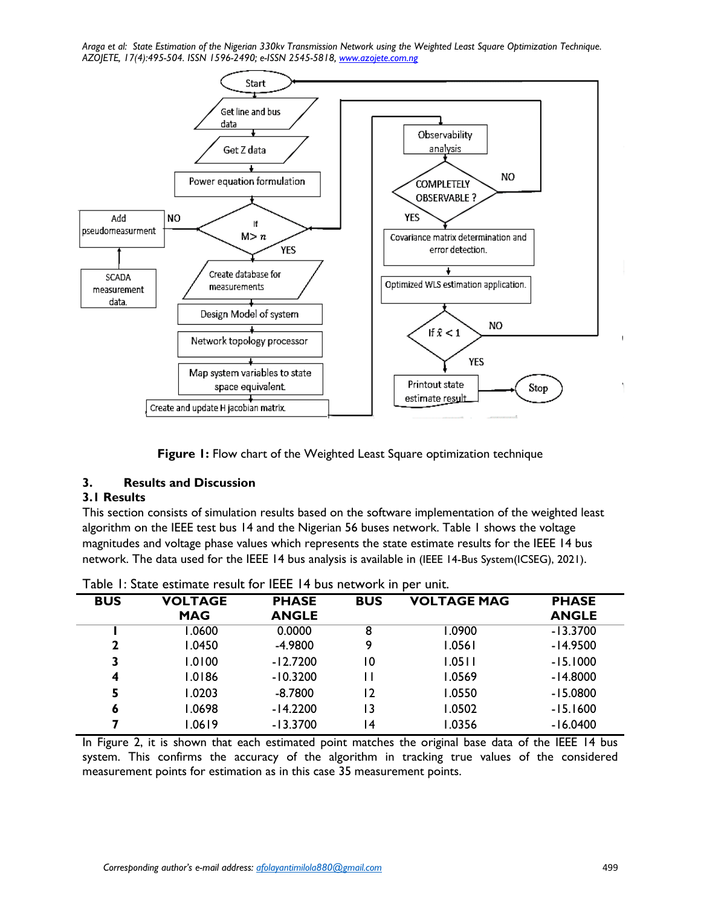Figure 1: Flow chart of the Weighted Least Square optimization technique

## 3. Results and Discussion

### 3.1 Results

This section consists of simulation results based on the software implementation of the weighted least algorithm on the IEEE test bus 14 and the Nigerian 56 buses network. Table 1 shows the voltage magnitudes and voltage phase values which represents the state estimate results for the IEEE 14 bus network. The data used for the IEEE 14 bus analysis is available in (IEEE 14-Bus System(ICSEG), 2021).

Table 1: State estimate result for IEEE 14 bus network in per unit.

| BUS | VOLTAGE MAG | PHASE ANGLE | BUS | VOLTAGE MAG | PHASE ANGLE |
|---|---|---|---|---|---|
| **1** | 1.0600 | 0.0000 | 8 | 1.0900 | -13.3700 |
| **2** | 1.0450 | -4.9800 | 9 | 1.0561 | -14.9500 |
| **3** | 1.0100 | -12.7200 | 10 | 1.0511 | -15.1000 |
| **4** | 1.0186 | -10.3200 | 11 | 1.0569 | -14.8000 |
| **5** | 1.0203 | -8.7800 | 12 | 1.0550 | -15.0800 |
| **6** | 1.0698 | -14.2200 | 13 | 1.0502 | -15.1600 |
| **7** | 1.0619 | -13.3700 | 14 | 1.0356 | -16.0400 |

In Figure 2, it is shown that each estimated point matches the original base data of the IEEE 14 bus system. This confirms the accuracy of the algorithm in tracking true values of the considered measurement points for estimation as in this case 35 measurement points.

Corresponding author's e-mail address: afolayantimilola880@gmail.com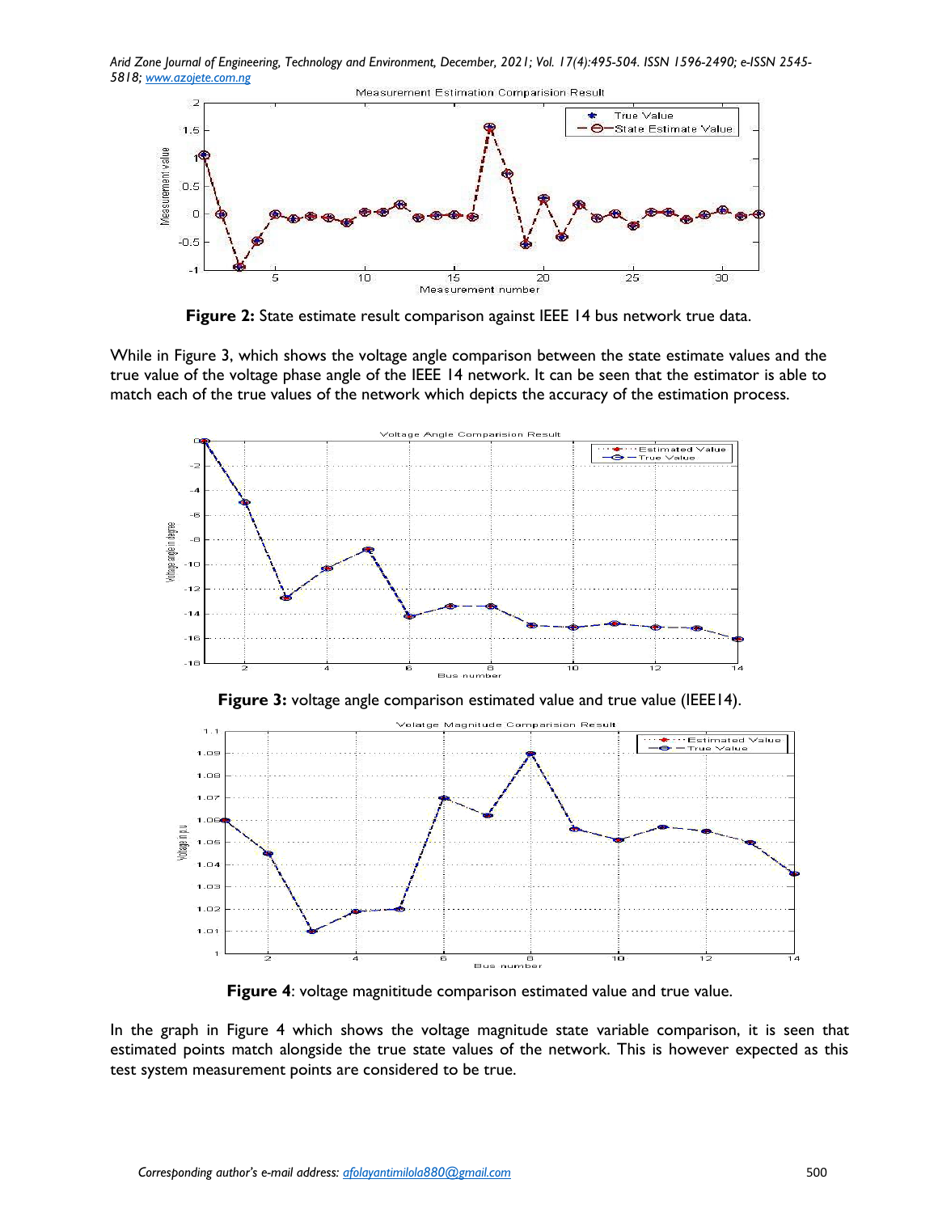**Figure 2:** State estimate result comparison against IEEE 14 bus network true data.

While in Figure 3, which shows the voltage angle comparison between the state estimate values and the true value of the voltage phase angle of the IEEE 14 network. It can be seen that the estimator is able to match each of the true values of the network which depicts the accuracy of the estimation process.

**Figure 3:** voltage angle comparison estimated value and true value (IEEE14).

**Figure 4**: voltage magnititude comparison estimated value and true value.

In the graph in Figure 4 which shows the voltage magnitude state variable comparison, it is seen that estimated points match alongside the true state values of the network. This is however expected as this test system measurement points are considered to be true.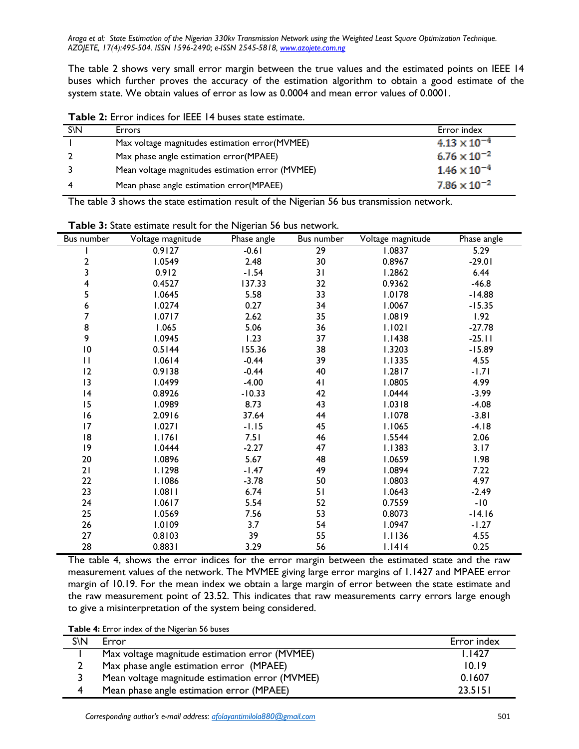The table 2 shows very small error margin between the true values and the estimated points on IEEE 14 buses which further proves the accuracy of the estimation algorithm to obtain a good estimate of the system state. We obtain values of error as low as 0.0004 and mean error values of 0.0001.

**Table 2:** Error indices for IEEE 14 buses state estimate.

| S\N | Errors | Error index |
|---|---|---|
| 1 | Max voltage magnitudes estimation error(MVMEE) | $4.13 \times 10^{-4}$ |
| 2 | Max phase angle estimation error(MPAEE) | $6.76 \times 10^{-2}$ |
| 3 | Mean voltage magnitudes estimation error (MVMEE) | $1.46 \times 10^{-4}$ |
| 4 | Mean phase angle estimation error(MPAEE) | $7.86 \times 10^{-2}$ |

The table 3 shows the state estimation result of the Nigerian 56 bus transmission network.

**Table 3:** State estimate result for the Nigerian 56 bus network.

| Bus number | Voltage magnitude | Phase angle | Bus number | Voltage magnitude | Phase angle |
|---|---|---|---|---|---|
| 1 | 0.9127 | -0.61 | 29 | 1.0837 | 5.29 |
| 2 | 1.0549 | 2.48 | 30 | 0.8967 | -29.01 |
| 3 | 0.912 | -1.54 | 31 | 1.2862 | 6.44 |
| 4 | 0.4527 | 137.33 | 32 | 0.9362 | -46.8 |
| 5 | 1.0645 | 5.58 | 33 | 1.0178 | -14.88 |
| 6 | 1.0274 | 0.27 | 34 | 1.0067 | -15.35 |
| 7 | 1.0717 | 2.62 | 35 | 1.0819 | 1.92 |
| 8 | 1.065 | 5.06 | 36 | 1.1021 | -27.78 |
| 9 | 1.0945 | 1.23 | 37 | 1.1438 | -25.11 |
| 10 | 0.5144 | 155.36 | 38 | 1.3203 | -15.89 |
| 11 | 1.0614 | -0.44 | 39 | 1.1335 | 4.55 |
| 12 | 0.9138 | -0.44 | 40 | 1.2817 | -1.71 |
| 13 | 1.0499 | -4.00 | 41 | 1.0805 | 4.99 |
| 14 | 0.8926 | -10.33 | 42 | 1.0444 | -3.99 |
| 15 | 1.0989 | 8.73 | 43 | 1.0318 | -4.08 |
| 16 | 2.0916 | 37.64 | 44 | 1.1078 | -3.81 |
| 17 | 1.0271 | -1.15 | 45 | 1.1065 | -4.18 |
| 18 | 1.1761 | 7.51 | 46 | 1.5544 | 2.06 |
| 19 | 1.0444 | -2.27 | 47 | 1.1383 | 3.17 |
| 20 | 1.0896 | 5.67 | 48 | 1.0659 | 1.98 |
| 21 | 1.1298 | -1.47 | 49 | 1.0894 | 7.22 |
| 22 | 1.1086 | -3.78 | 50 | 1.0803 | 4.97 |
| 23 | 1.0811 | 6.74 | 51 | 1.0643 | -2.49 |
| 24 | 1.0617 | 5.54 | 52 | 0.7559 | -10 |
| 25 | 1.0569 | 7.56 | 53 | 0.8073 | -14.16 |
| 26 | 1.0109 | 3.7 | 54 | 1.0947 | -1.27 |
| 27 | 0.8103 | 39 | 55 | 1.1136 | 4.55 |
| 28 | 0.8831 | 3.29 | 56 | 1.1414 | 0.25 |

The table 4, shows the error indices for the error margin between the estimated state and the raw measurement values of the network. The MVMEE giving large error margins of 1.1427 and MPAEE error margin of 10.19. For the mean index we obtain a large margin of error between the state estimate and the raw measurement point of 23.52. This indicates that raw measurements carry errors large enough to give a misinterpretation of the system being considered.

**Table 4:** Error index of the Nigerian 56 buses

| S\N | Error | Error index |
|---|---|---|
| 1 | Max voltage magnitude estimation error (MVMEE) | 1.1427 |
| 2 | Max phase angle estimation error (MPAEE) | 10.19 |
| 3 | Mean voltage magnitude estimation error (MVMEE) | 0.1607 |
| 4 | Mean phase angle estimation error (MPAEE) | 23.5151 |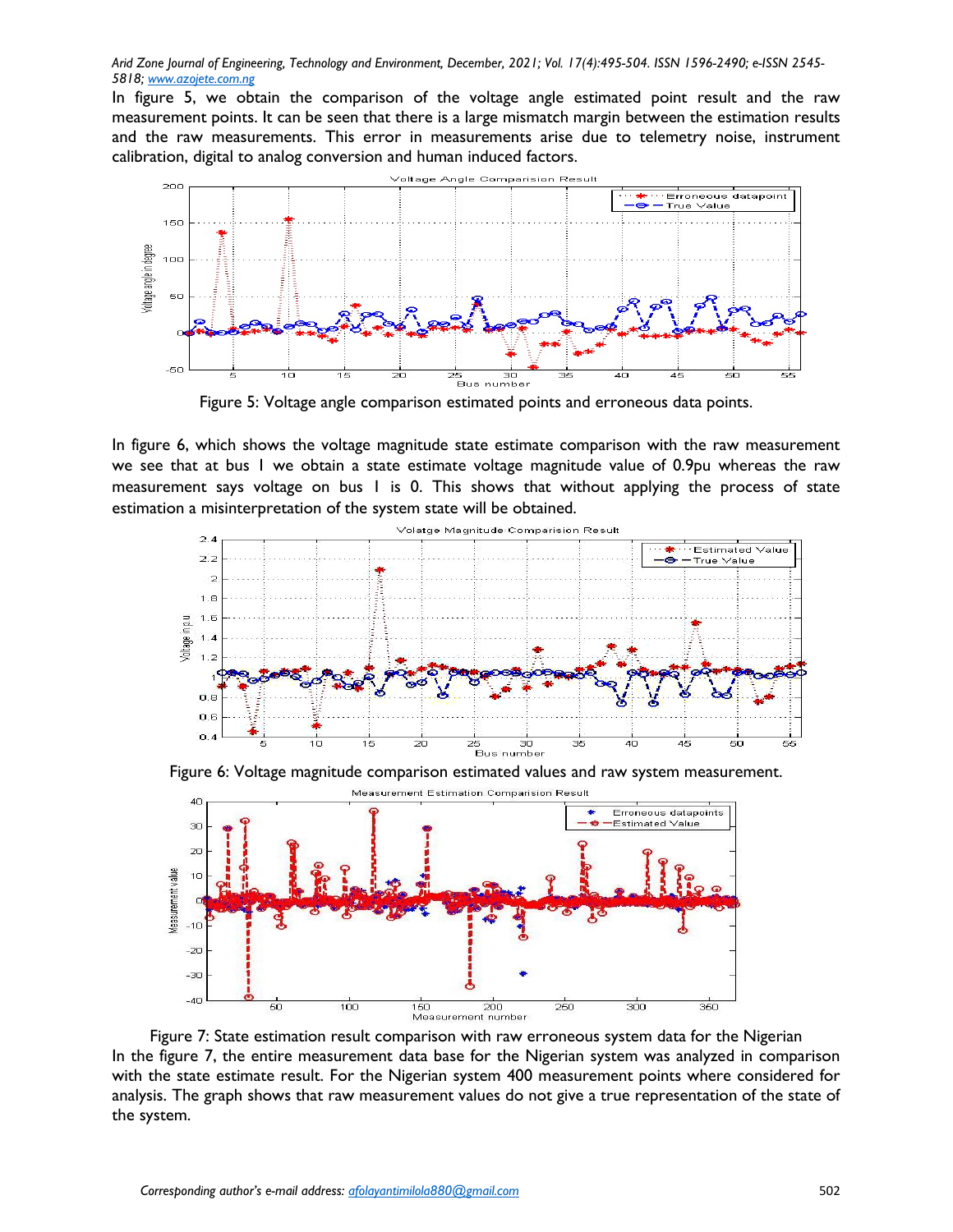In figure 5, we obtain the comparison of the voltage angle estimated point result and the raw measurement points. It can be seen that there is a large mismatch margin between the estimation results and the raw measurements. This error in measurements arise due to telemetry noise, instrument calibration, digital to analog conversion and human induced factors.

Figure 5: Voltage angle comparison estimated points and erroneous data points.

In figure 6, which shows the voltage magnitude state estimate comparison with the raw measurement we see that at bus 1 we obtain a state estimate voltage magnitude value of 0.9pu whereas the raw measurement says voltage on bus 1 is 0. This shows that without applying the process of state estimation a misinterpretation of the system state will be obtained.

Figure 6: Voltage magnitude comparison estimated values and raw system measurement.

Figure 7: State estimation result comparison with raw erroneous system data for the Nigerian

In the figure 7, the entire measurement data base for the Nigerian system was analyzed in comparison with the state estimate result. For the Nigerian system 400 measurement points where considered for analysis. The graph shows that raw measurement values do not give a true representation of the state of the system.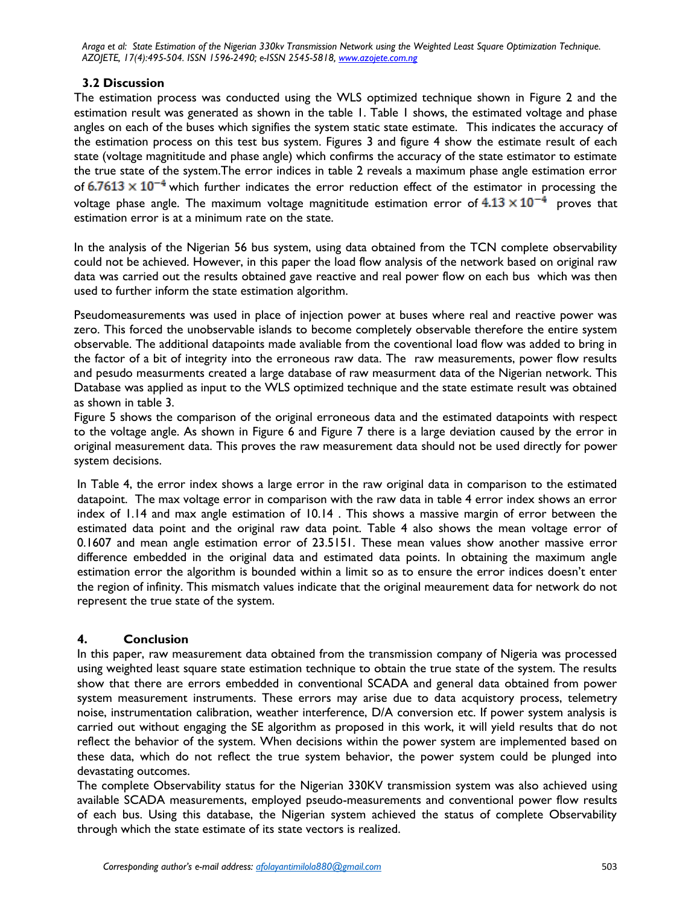### 3.2 Discussion

The estimation process was conducted using the WLS optimized technique shown in Figure 2 and the estimation result was generated as shown in the table 1. Table 1 shows, the estimated voltage and phase angles on each of the buses which signifies the system static state estimate. This indicates the accuracy of the estimation process on this test bus system. Figures 3 and figure 4 show the estimate result of each state (voltage magnititude and phase angle) which confirms the accuracy of the state estimator to estimate the true state of the system.The error indices in table 2 reveals a maximum phase angle estimation error of $6.7613 \times 10^{-4}$ which further indicates the error reduction effect of the estimator in processing the voltage phase angle. The maximum voltage magnititude estimation error of $4.13 \times 10^{-4}$ proves that estimation error is at a minimum rate on the state.

In the analysis of the Nigerian 56 bus system, using data obtained from the TCN complete observability could not be achieved. However, in this paper the load flow analysis of the network based on original raw data was carried out the results obtained gave reactive and real power flow on each bus which was then used to further inform the state estimation algorithm.

Pseudomeasurements was used in place of injection power at buses where real and reactive power was zero. This forced the unobservable islands to become completely observable therefore the entire system observable. The additional datapoints made avaliable from the coventional load flow was added to bring in the factor of a bit of integrity into the erroneous raw data. The raw measurements, power flow results and pesudo measurments created a large database of raw measurment data of the Nigerian network. This Database was applied as input to the WLS optimized technique and the state estimate result was obtained as shown in table 3.
Figure 5 shows the comparison of the original erroneous data and the estimated datapoints with respect to the voltage angle. As shown in Figure 6 and Figure 7 there is a large deviation caused by the error in original measurement data. This proves the raw measurement data should not be used directly for power system decisions.

In Table 4, the error index shows a large error in the raw original data in comparison to the estimated datapoint. The max voltage error in comparison with the raw data in table 4 error index shows an error index of 1.14 and max angle estimation of 10.14 . This shows a massive margin of error between the estimated data point and the original raw data point. Table 4 also shows the mean voltage error of 0.1607 and mean angle estimation error of 23.5151. These mean values show another massive error difference embedded in the original data and estimated data points. In obtaining the maximum angle estimation error the algorithm is bounded within a limit so as to ensure the error indices doesn't enter the region of infinity. This mismatch values indicate that the original meaurement data for network do not represent the true state of the system.

## 4. Conclusion

In this paper, raw measurement data obtained from the transmission company of Nigeria was processed using weighted least square state estimation technique to obtain the true state of the system. The results show that there are errors embedded in conventional SCADA and general data obtained from power system measurement instruments. These errors may arise due to data acquistory process, telemetry noise, instrumentation calibration, weather interference, D/A conversion etc. If power system analysis is carried out without engaging the SE algorithm as proposed in this work, it will yield results that do not reflect the behavior of the system. When decisions within the power system are implemented based on these data, which do not reflect the true system behavior, the power system could be plunged into devastating outcomes.
The complete Observability status for the Nigerian 330KV transmission system was also achieved using available SCADA measurements, employed pseudo-measurements and conventional power flow results of each bus. Using this database, the Nigerian system achieved the status of complete Observability through which the state estimate of its state vectors is realized.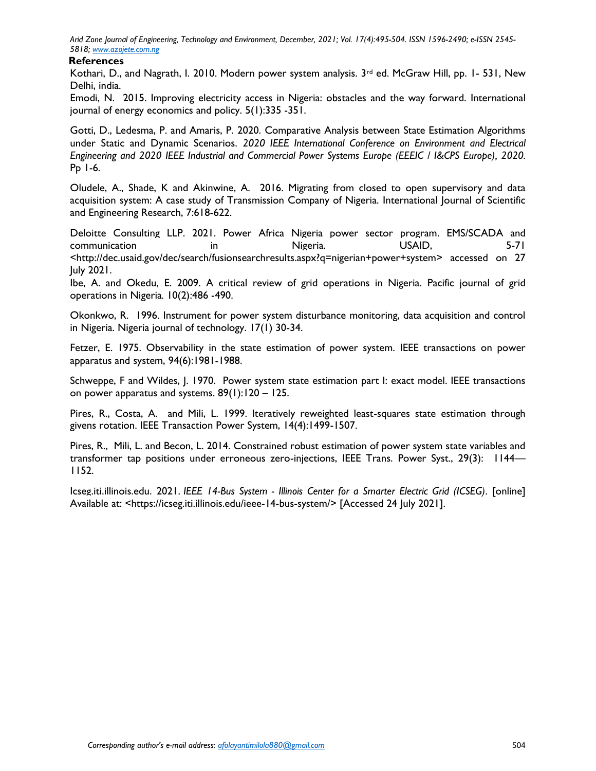## References

Kothari, D., and Nagrath, I. 2010. Modern power system analysis. 3rd ed. McGraw Hill, pp. 1- 531, New Delhi, india.

Emodi, N. 2015. Improving electricity access in Nigeria: obstacles and the way forward. International journal of energy economics and policy. 5(1):335 -351.

Gotti, D., Ledesma, P. and Amaris, P. 2020. Comparative Analysis between State Estimation Algorithms under Static and Dynamic Scenarios. *2020 IEEE International Conference on Environment and Electrical Engineering and 2020 IEEE Industrial and Commercial Power Systems Europe (EEEIC / I&CPS Europe), 2020.* Pp 1-6.

Oludele, A., Shade, K and Akinwine, A. 2016. Migrating from closed to open supervisory and data acquisition system: A case study of Transmission Company of Nigeria. International Journal of Scientific and Engineering Research, 7:618-622.

Deloitte Consulting LLP. 2021. Power Africa Nigeria power sector program. EMS/SCADA and communication in Nigeria. USAID, 5-71 <http://dec.usaid.gov/dec/search/fusionsearchresults.aspx?q=nigerian+power+system> accessed on 27 July 2021.

Ibe, A. and Okedu, E. 2009. A critical review of grid operations in Nigeria. Pacific journal of grid operations in Nigeria*.* 10(2):486 -490.

Okonkwo, R. 1996. Instrument for power system disturbance monitoring, data acquisition and control in Nigeria. Nigeria journal of technology. 17(1) 30-34.

Fetzer, E. 1975. Observability in the state estimation of power system. IEEE transactions on power apparatus and system, 94(6):1981-1988.

Schweppe, F and Wildes, J. 1970. Power system state estimation part I: exact model. IEEE transactions on power apparatus and systems. 89(1):120 – 125.

Pires, R., Costa, A. and Mili, L. 1999. Iteratively reweighted least-squares state estimation through givens rotation. IEEE Transaction Power System, 14(4):1499-1507.

Pires, R., Mili, L. and Becon, L. 2014. Constrained robust estimation of power system state variables and transformer tap positions under erroneous zero-injections, IEEE Trans. Power Syst., 29(3): 1144—1152.

Icseg.iti.illinois.edu. 2021. *IEEE 14-Bus System - Illinois Center for a Smarter Electric Grid (ICSEG)*. [online] Available at: <https://icseg.iti.illinois.edu/ieee-14-bus-system/> [Accessed 24 July 2021].